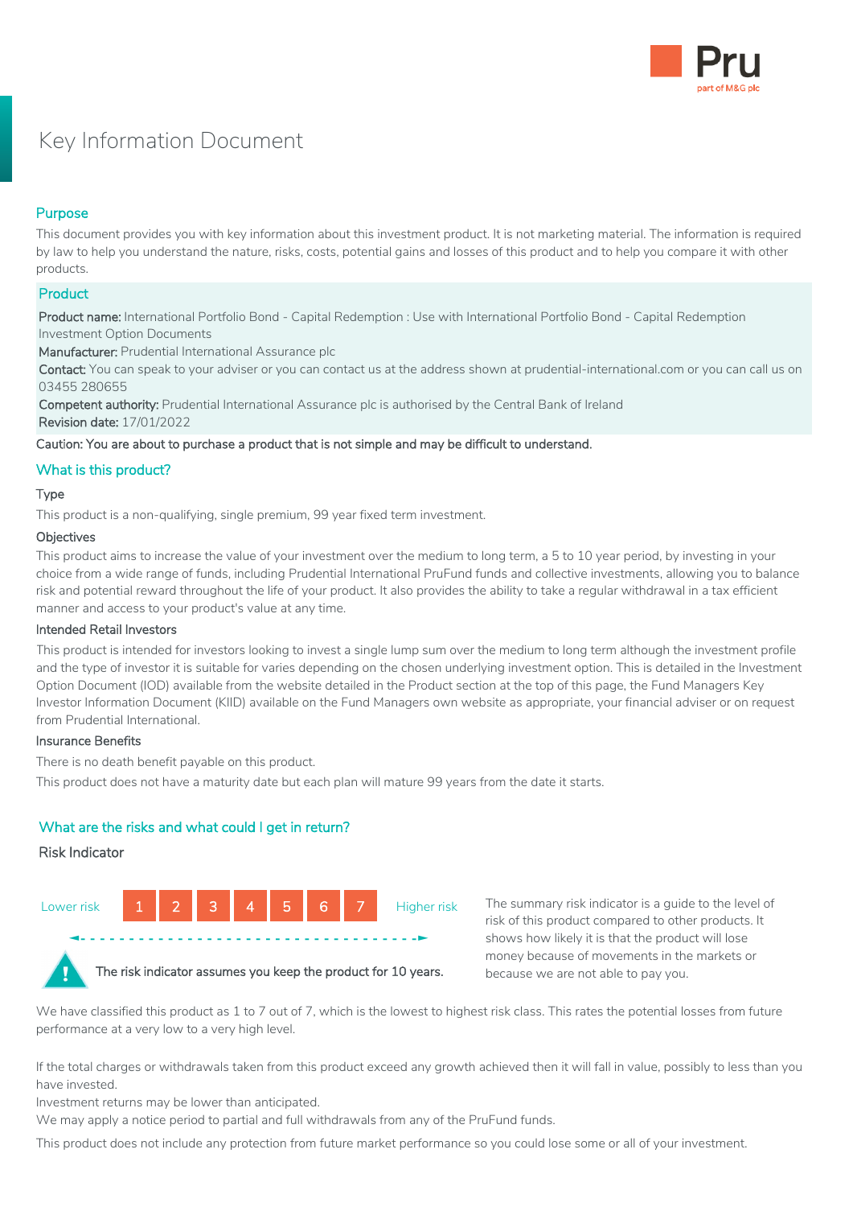# Key Information Document

## Purpose

This document provides you with key information about this investment product. It is not marketing material. The information is required by law to help you understand the nature, risks, costs, potential gains and losses of this product and to help you compare it with other products.

## Product

**Product name:** International Portfolio Bond - Capital Redemption : Use with International Portfolio Bond - Capital Redemption Investment Option Documents

**Manufacturer:** Prudential International Assurance plc

**Contact:** You can speak to your adviser or you can contact us at the address shown at prudential-international.com or you can call us on 03455 280655

**Competent authority:** Prudential International Assurance plc is authorised by the Central Bank of Ireland

**Revision date:** 17/01/2022

**Caution: You are about to purchase a product that is not simple and may be difficult to understand.**

## What is this product?

### Type

This product is a non-qualifying, single premium, 99 year fixed term investment.

### Objectives

This product aims to increase the value of your investment over the medium to long term, a 5 to 10 year period, by investing in your choice from a wide range of funds, including Prudential International PruFund funds and collective investments, allowing you to balance risk and potential reward throughout the life of your product. It also provides the ability to take a regular withdrawal in a tax efficient manner and access to your product's value at any time.

### Intended Retail Investors

This product is intended for investors looking to invest a single lump sum over the medium to long term although the investment profile and the type of investor it is suitable for varies depending on the chosen underlying investment option. This is detailed in the Investment Option Document (IOD) available from the website detailed in the Product section at the top of this page, the Fund Managers Key Investor Information Document (KIID) available on the Fund Managers own website as appropriate, your financial adviser or on request from Prudential International.

### Insurance Benefits

There is no death benefit payable on this product.

This product does not have a maturity date but each plan will mature 99 years from the date it starts.

## What are the risks and what could I get in return?

### Risk Indicator

Lower risk | 1 | 2 | 3 | 4 | 5 | 6 | 7 | Higher risk

**The risk indicator assumes you keep the product for 10 years.**

The summary risk indicator is a guide to the level of risk of this product compared to other products. It shows how likely it is that the product will lose money because of movements in the markets or because we are not able to pay you.

We have classified this product as 1 to 7 out of 7, which is the lowest to highest risk class. This rates the potential losses from future performance at a very low to a very high level.

If the total charges or withdrawals taken from this product exceed any growth achieved then it will fall in value, possibly to less than you have invested.

Investment returns may be lower than anticipated.

We may apply a notice period to partial and full withdrawals from any of the PruFund funds.

This product does not include any protection from future market performance so you could lose some or all of your investment.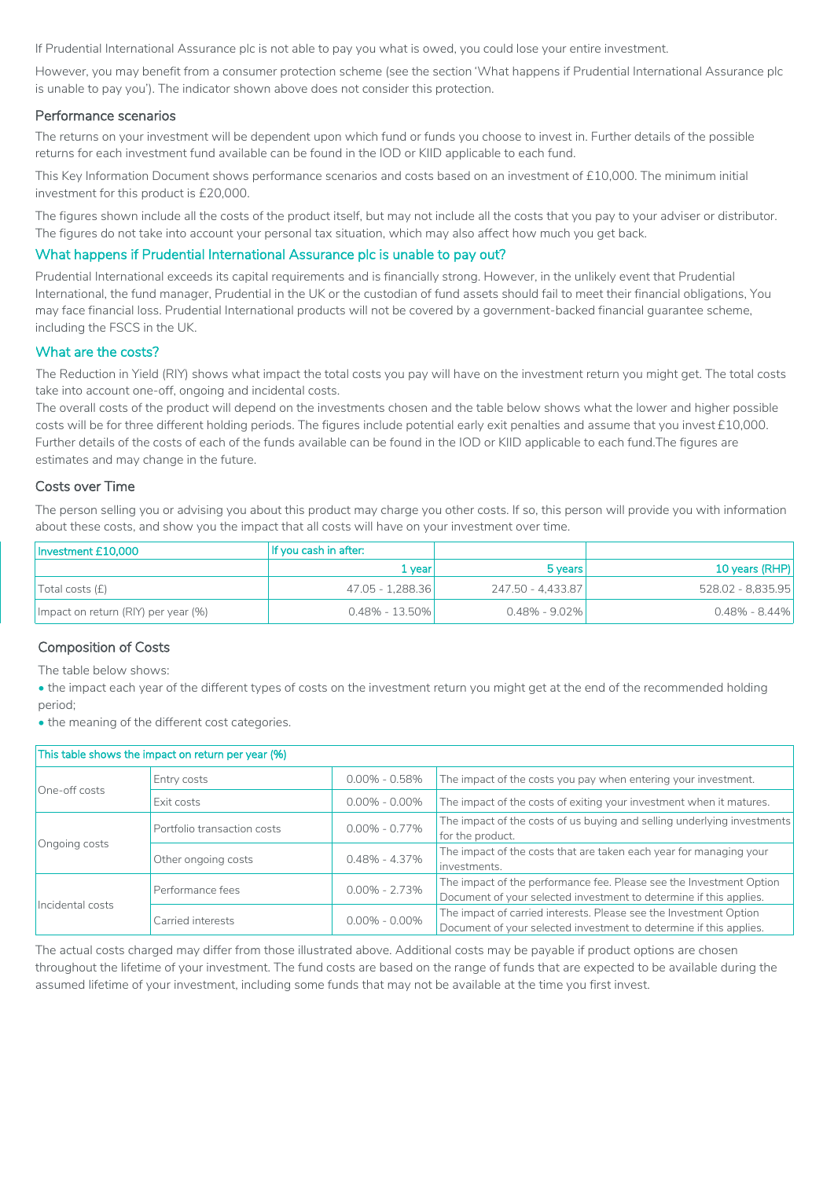If Prudential International Assurance plc is not able to pay you what is owed, you could lose your entire investment.

However, you may benefit from a consumer protection scheme (see the section 'What happens if Prudential International Assurance plc is unable to pay you'). The indicator shown above does not consider this protection.

### Performance scenarios

The returns on your investment will be dependent upon which fund or funds you choose to invest in. Further details of the possible returns for each investment fund available can be found in the IOD or KIID applicable to each fund.

This Key Information Document shows performance scenarios and costs based on an investment of £10,000. The minimum initial investment for this product is £20,000.

The figures shown include all the costs of the product itself, but may not include all the costs that you pay to your adviser or distributor. The figures do not take into account your personal tax situation, which may also affect how much you get back.

## What happens if Prudential International Assurance plc is unable to pay out?

Prudential International exceeds its capital requirements and is financially strong. However, in the unlikely event that Prudential International, the fund manager, Prudential in the UK or the custodian of fund assets should fail to meet their financial obligations, You may face financial loss. Prudential International products will not be covered by a government-backed financial guarantee scheme, including the FSCS in the UK.

## What are the costs?

The Reduction in Yield (RIY) shows what impact the total costs you pay will have on the investment return you might get. The total costs take into account one-off, ongoing and incidental costs.
The overall costs of the product will depend on the investments chosen and the table below shows what the lower and higher possible costs will be for three different holding periods. The figures include potential early exit penalties and assume that you invest £10,000. Further details of the costs of each of the funds available can be found in the IOD or KIID applicable to each fund.The figures are estimates and may change in the future.

### Costs over Time

The person selling you or advising you about this product may charge you other costs. If so, this person will provide you with information about these costs, and show you the impact that all costs will have on your investment over time.

| Investment £10,000 | If you cash in after: | | |
|---|---|---|---|
| | 1 year | 5 years | 10 years (RHP) |
| Total costs (£) | 47.05 - 1,288.36 | 247.50 - 4,433.87 | 528.02 - 8,835.95 |
| Impact on return (RIY) per year (%) | 0.48% - 13.50% | 0.48% - 9.02% | 0.48% - 8.44% |

### Composition of Costs

The table below shows:

- the impact each year of the different types of costs on the investment return you might get at the end of the recommended holding period;
- the meaning of the different cost categories.

| This table shows the impact on return per year (%) | | | |
|---|---|---|---|
| One-off costs | Entry costs | 0.00% - 0.58% | The impact of the costs you pay when entering your investment. |
| | Exit costs | 0.00% - 0.00% | The impact of the costs of exiting your investment when it matures. |
| Ongoing costs | Portfolio transaction costs | 0.00% - 0.77% | The impact of the costs of us buying and selling underlying investments for the product. |
| | Other ongoing costs | 0.48% - 4.37% | The impact of the costs that are taken each year for managing your investments. |
| Incidental costs | Performance fees | 0.00% - 2.73% | The impact of the performance fee. Please see the Investment Option Document of your selected investment to determine if this applies. |
| | Carried interests | 0.00% - 0.00% | The impact of carried interests. Please see the Investment Option Document of your selected investment to determine if this applies. |

The actual costs charged may differ from those illustrated above. Additional costs may be payable if product options are chosen throughout the lifetime of your investment. The fund costs are based on the range of funds that are expected to be available during the assumed lifetime of your investment, including some funds that may not be available at the time you first invest.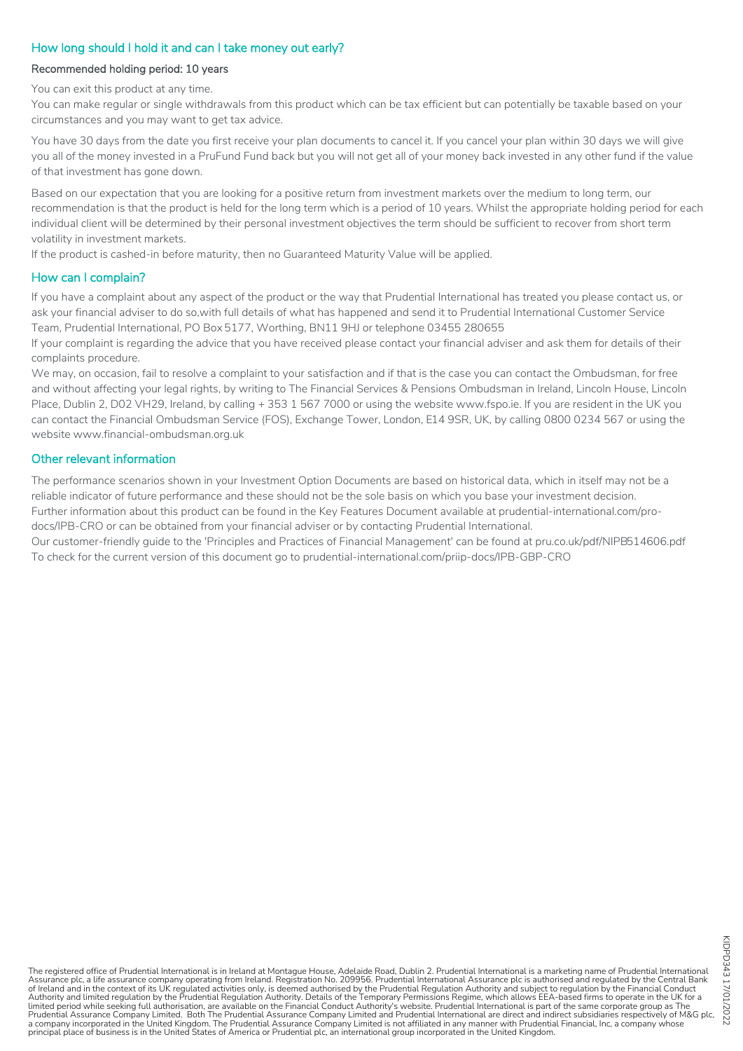## How long should I hold it and can I take money out early?

### Recommended holding period: 10 years

You can exit this product at any time.
You can make regular or single withdrawals from this product which can be tax efficient but can potentially be taxable based on your circumstances and you may want to get tax advice.

You have 30 days from the date you first receive your plan documents to cancel it. If you cancel your plan within 30 days we will give you all of the money invested in a PruFund Fund back but you will not get all of your money back invested in any other fund if the value of that investment has gone down.

Based on our expectation that you are looking for a positive return from investment markets over the medium to long term, our recommendation is that the product is held for the long term which is a period of 10 years. Whilst the appropriate holding period for each individual client will be determined by their personal investment objectives the term should be sufficient to recover from short term volatility in investment markets.
If the product is cashed-in before maturity, then no Guaranteed Maturity Value will be applied.

## How can I complain?

If you have a complaint about any aspect of the product or the way that Prudential International has treated you please contact us, or ask your financial adviser to do so,with full details of what has happened and send it to Prudential International Customer Service Team, Prudential International, PO Box 5177, Worthing, BN11 9HJ or telephone 03455 280655
If your complaint is regarding the advice that you have received please contact your financial adviser and ask them for details of their complaints procedure.
We may, on occasion, fail to resolve a complaint to your satisfaction and if that is the case you can contact the Ombudsman, for free and without affecting your legal rights, by writing to The Financial Services & Pensions Ombudsman in Ireland, Lincoln House, Lincoln Place, Dublin 2, D02 VH29, Ireland, by calling + 353 1 567 7000 or using the website www.fspo.ie. If you are resident in the UK you can contact the Financial Ombudsman Service (FOS), Exchange Tower, London, E14 9SR, UK, by calling 0800 0234 567 or using the website www.financial-ombudsman.org.uk

## Other relevant information

The performance scenarios shown in your Investment Option Documents are based on historical data, which in itself may not be a reliable indicator of future performance and these should not be the sole basis on which you base your investment decision.
Further information about this product can be found in the Key Features Document available at prudential-international.com/pro-docs/IPB-CRO or can be obtained from your financial adviser or by contacting Prudential International.
Our customer-friendly guide to the 'Principles and Practices of Financial Management' can be found at pru.co.uk/pdf/NIPB514606.pdf
To check for the current version of this document go to prudential-international.com/priip-docs/IPB-GBP-CRO

The registered office of Prudential International is in Ireland at Montague House, Adelaide Road, Dublin 2. Prudential International is a marketing name of Prudential International Assurance plc, a life assurance company operating from Ireland. Registration No. 209956. Prudential International Assurance plc is authorised and regulated by the Central Bank of Ireland and in the context of its UK regulated activities only, is deemed authorised by the Prudential Regulation Authority and subject to regulation by the Financial Conduct Authority and limited regulation by the Prudential Regulation Authority. Details of the Temporary Permissions Regime, which allows EEA-based firms to operate in the UK for a limited period while seeking full authorisation, are available on the Financial Conduct Authority's website. Prudential International is part of the same corporate group as The Prudential Assurance Company Limited. Both The Prudential Assurance Company Limited and Prudential International are direct and indirect subsidiaries respectively of M&G plc, a company incorporated in the United Kingdom. The Prudential Assurance Company Limited is not affiliated in any manner with Prudential Financial, Inc, a company whose principal place of business is in the United States of America or Prudential plc, an international group incorporated in the United Kingdom.

KIDPD343 17/01/2022